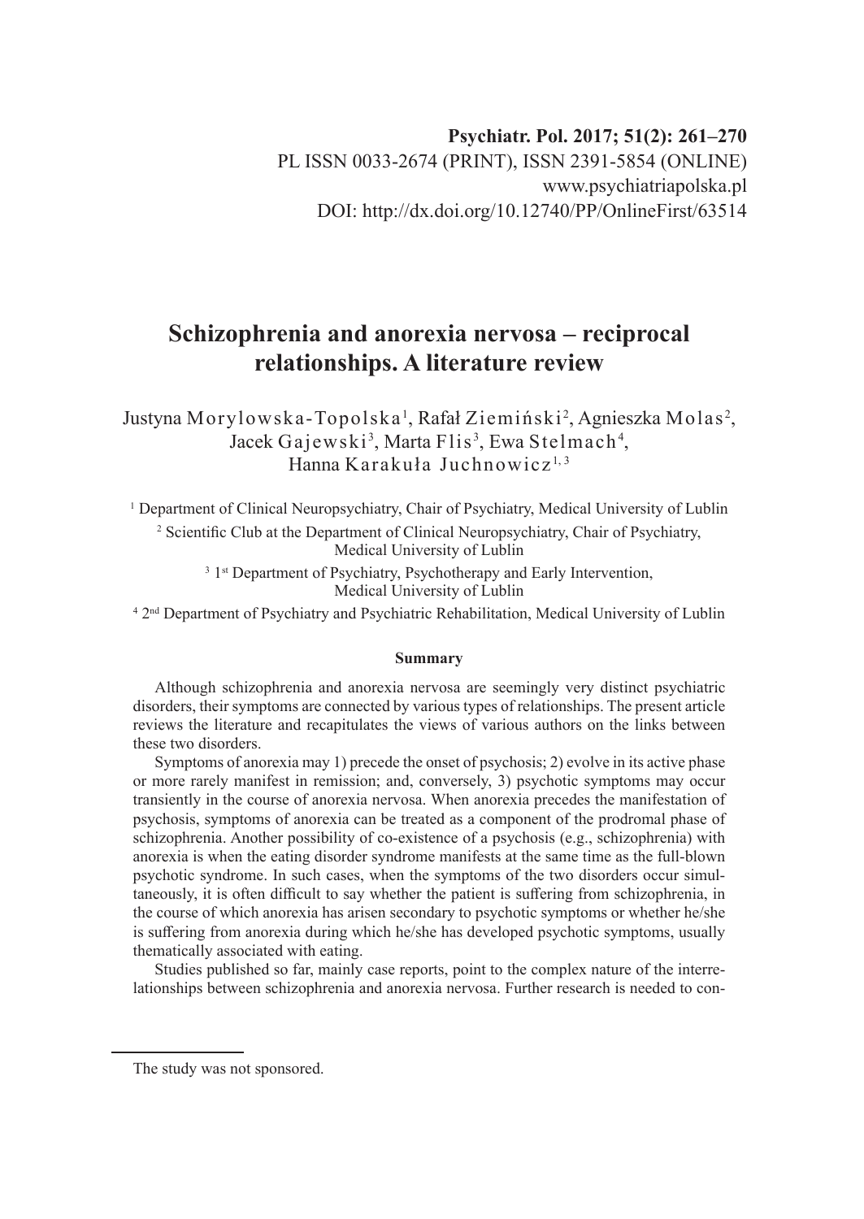**Psychiatr. Pol. 2017; 51(2): 261–270**
PL ISSN 0033-2674 (PRINT), ISSN 2391-5854 (ONLINE)
www.psychiatriapolska.pl
DOI: http://dx.doi.org/10.12740/PP/OnlineFirst/63514

# Schizophrenia and anorexia nervosa – reciprocal relationships. A literature review

Justyna Morylowska-Topolska[1], Rafał Ziemiński[2], Agnieszka Molas[2], Jacek Gajewski[3], Marta Flis[3], Ewa Stelmach[4], Hanna Karakuła Juchnowicz[1,3]

[1] Department of Clinical Neuropsychiatry, Chair of Psychiatry, Medical University of Lublin

[2] Scientific Club at the Department of Clinical Neuropsychiatry, Chair of Psychiatry, Medical University of Lublin

[3] 1st Department of Psychiatry, Psychotherapy and Early Intervention, Medical University of Lublin

[4] 2nd Department of Psychiatry and Psychiatric Rehabilitation, Medical University of Lublin

**Summary**

Although schizophrenia and anorexia nervosa are seemingly very distinct psychiatric disorders, their symptoms are connected by various types of relationships. The present article reviews the literature and recapitulates the views of various authors on the links between these two disorders.

Symptoms of anorexia may 1) precede the onset of psychosis; 2) evolve in its active phase or more rarely manifest in remission; and, conversely, 3) psychotic symptoms may occur transiently in the course of anorexia nervosa. When anorexia precedes the manifestation of psychosis, symptoms of anorexia can be treated as a component of the prodromal phase of schizophrenia. Another possibility of co-existence of a psychosis (e.g., schizophrenia) with anorexia is when the eating disorder syndrome manifests at the same time as the full-blown psychotic syndrome. In such cases, when the symptoms of the two disorders occur simultaneously, it is often difficult to say whether the patient is suffering from schizophrenia, in the course of which anorexia has arisen secondary to psychotic symptoms or whether he/she is suffering from anorexia during which he/she has developed psychotic symptoms, usually thematically associated with eating.

Studies published so far, mainly case reports, point to the complex nature of the interrelationships between schizophrenia and anorexia nervosa. Further research is needed to con-

The study was not sponsored.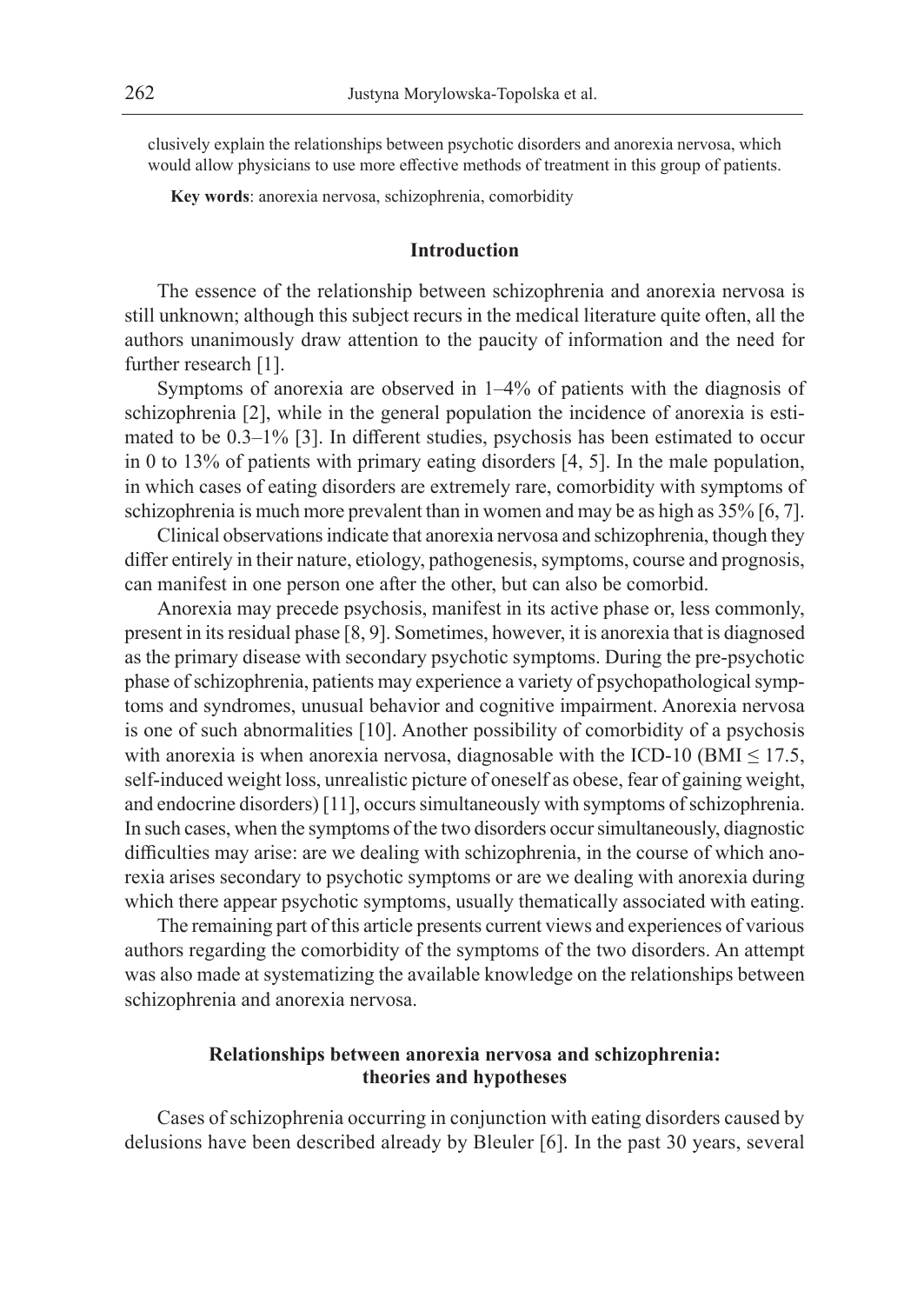clusively explain the relationships between psychotic disorders and anorexia nervosa, which would allow physicians to use more effective methods of treatment in this group of patients.

**Key words**: anorexia nervosa, schizophrenia, comorbidity

## Introduction

The essence of the relationship between schizophrenia and anorexia nervosa is still unknown; although this subject recurs in the medical literature quite often, all the authors unanimously draw attention to the paucity of information and the need for further research [1].

Symptoms of anorexia are observed in 1–4% of patients with the diagnosis of schizophrenia [2], while in the general population the incidence of anorexia is estimated to be 0.3–1% [3]. In different studies, psychosis has been estimated to occur in 0 to 13% of patients with primary eating disorders [4, 5]. In the male population, in which cases of eating disorders are extremely rare, comorbidity with symptoms of schizophrenia is much more prevalent than in women and may be as high as 35% [6, 7].

Clinical observations indicate that anorexia nervosa and schizophrenia, though they differ entirely in their nature, etiology, pathogenesis, symptoms, course and prognosis, can manifest in one person one after the other, but can also be comorbid.

Anorexia may precede psychosis, manifest in its active phase or, less commonly, present in its residual phase [8, 9]. Sometimes, however, it is anorexia that is diagnosed as the primary disease with secondary psychotic symptoms. During the pre-psychotic phase of schizophrenia, patients may experience a variety of psychopathological symptoms and syndromes, unusual behavior and cognitive impairment. Anorexia nervosa is one of such abnormalities [10]. Another possibility of comorbidity of a psychosis with anorexia is when anorexia nervosa, diagnosable with the ICD-10 (BMI $\leq$ 17.5, self-induced weight loss, unrealistic picture of oneself as obese, fear of gaining weight, and endocrine disorders) [11], occurs simultaneously with symptoms of schizophrenia. In such cases, when the symptoms of the two disorders occur simultaneously, diagnostic difficulties may arise: are we dealing with schizophrenia, in the course of which anorexia arises secondary to psychotic symptoms or are we dealing with anorexia during which there appear psychotic symptoms, usually thematically associated with eating.

The remaining part of this article presents current views and experiences of various authors regarding the comorbidity of the symptoms of the two disorders. An attempt was also made at systematizing the available knowledge on the relationships between schizophrenia and anorexia nervosa.

## Relationships between anorexia nervosa and schizophrenia: theories and hypotheses

Cases of schizophrenia occurring in conjunction with eating disorders caused by delusions have been described already by Bleuler [6]. In the past 30 years, several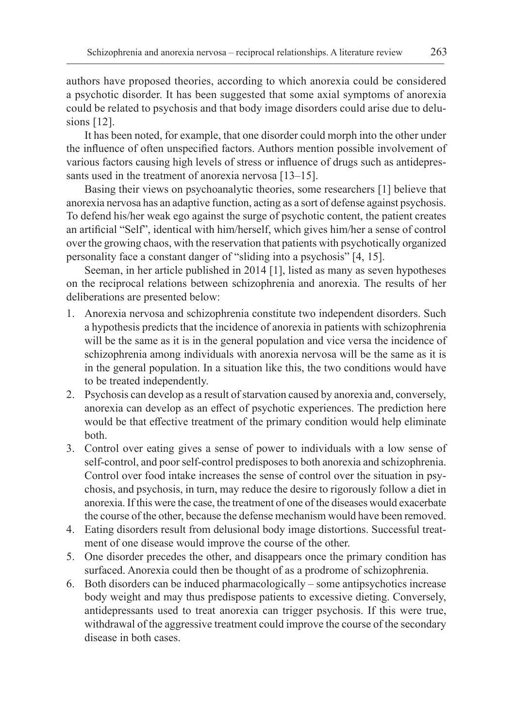authors have proposed theories, according to which anorexia could be considered a psychotic disorder. It has been suggested that some axial symptoms of anorexia could be related to psychosis and that body image disorders could arise due to delusions [12].

It has been noted, for example, that one disorder could morph into the other under the influence of often unspecified factors. Authors mention possible involvement of various factors causing high levels of stress or influence of drugs such as antidepressants used in the treatment of anorexia nervosa [13–15].

Basing their views on psychoanalytic theories, some researchers [1] believe that anorexia nervosa has an adaptive function, acting as a sort of defense against psychosis. To defend his/her weak ego against the surge of psychotic content, the patient creates an artificial "Self", identical with him/herself, which gives him/her a sense of control over the growing chaos, with the reservation that patients with psychotically organized personality face a constant danger of "sliding into a psychosis" [4, 15].

Seeman, in her article published in 2014 [1], listed as many as seven hypotheses on the reciprocal relations between schizophrenia and anorexia. The results of her deliberations are presented below:

1. Anorexia nervosa and schizophrenia constitute two independent disorders. Such a hypothesis predicts that the incidence of anorexia in patients with schizophrenia will be the same as it is in the general population and vice versa the incidence of schizophrenia among individuals with anorexia nervosa will be the same as it is in the general population. In a situation like this, the two conditions would have to be treated independently.
2. Psychosis can develop as a result of starvation caused by anorexia and, conversely, anorexia can develop as an effect of psychotic experiences. The prediction here would be that effective treatment of the primary condition would help eliminate both.
3. Control over eating gives a sense of power to individuals with a low sense of self-control, and poor self-control predisposes to both anorexia and schizophrenia. Control over food intake increases the sense of control over the situation in psychosis, and psychosis, in turn, may reduce the desire to rigorously follow a diet in anorexia. If this were the case, the treatment of one of the diseases would exacerbate the course of the other, because the defense mechanism would have been removed.
4. Eating disorders result from delusional body image distortions. Successful treatment of one disease would improve the course of the other.
5. One disorder precedes the other, and disappears once the primary condition has surfaced. Anorexia could then be thought of as a prodrome of schizophrenia.
6. Both disorders can be induced pharmacologically – some antipsychotics increase body weight and may thus predispose patients to excessive dieting. Conversely, antidepressants used to treat anorexia can trigger psychosis. If this were true, withdrawal of the aggressive treatment could improve the course of the secondary disease in both cases.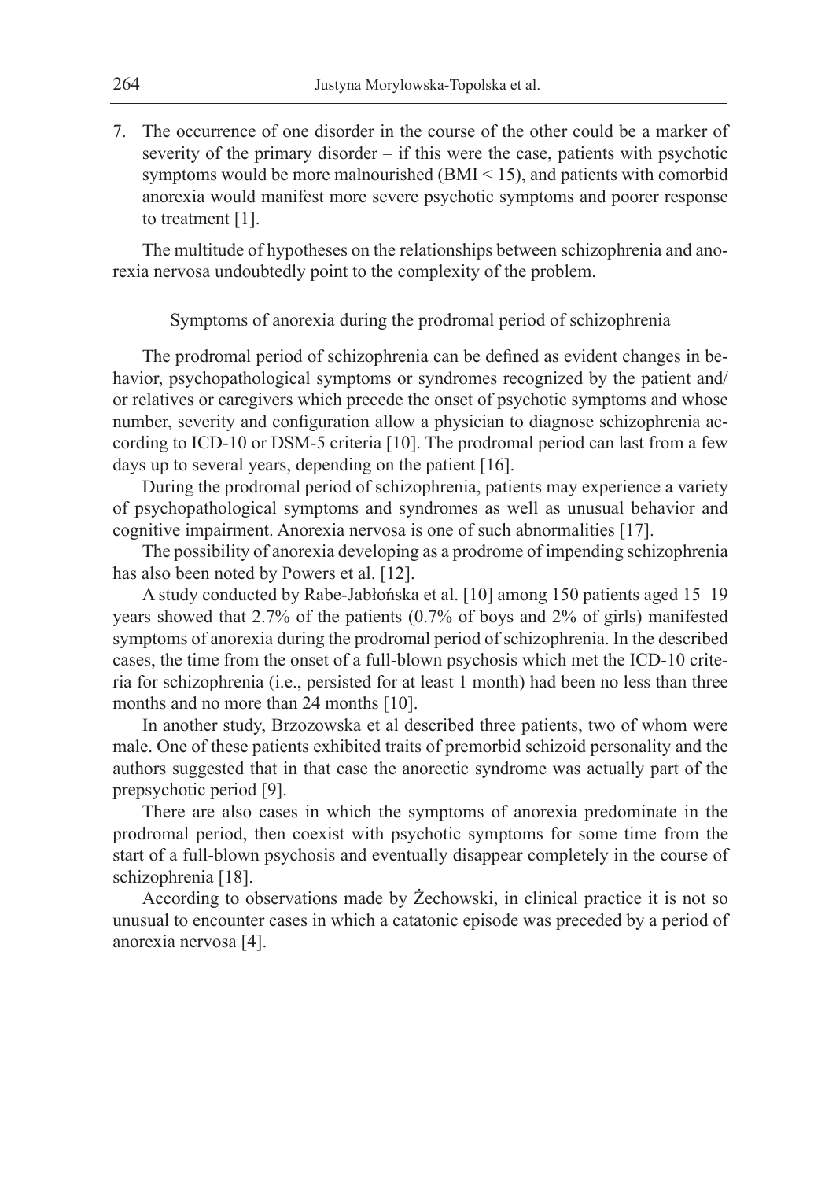7. The occurrence of one disorder in the course of the other could be a marker of severity of the primary disorder – if this were the case, patients with psychotic symptoms would be more malnourished (BMI < 15), and patients with comorbid anorexia would manifest more severe psychotic symptoms and poorer response to treatment [1].

The multitude of hypotheses on the relationships between schizophrenia and anorexia nervosa undoubtedly point to the complexity of the problem.

## Symptoms of anorexia during the prodromal period of schizophrenia

The prodromal period of schizophrenia can be defined as evident changes in behavior, psychopathological symptoms or syndromes recognized by the patient and/or relatives or caregivers which precede the onset of psychotic symptoms and whose number, severity and configuration allow a physician to diagnose schizophrenia according to ICD-10 or DSM-5 criteria [10]. The prodromal period can last from a few days up to several years, depending on the patient [16].

During the prodromal period of schizophrenia, patients may experience a variety of psychopathological symptoms and syndromes as well as unusual behavior and cognitive impairment. Anorexia nervosa is one of such abnormalities [17].

The possibility of anorexia developing as a prodrome of impending schizophrenia has also been noted by Powers et al. [12].

A study conducted by Rabe-Jabłońska et al. [10] among 150 patients aged 15–19 years showed that 2.7% of the patients (0.7% of boys and 2% of girls) manifested symptoms of anorexia during the prodromal period of schizophrenia. In the described cases, the time from the onset of a full-blown psychosis which met the ICD-10 criteria for schizophrenia (i.e., persisted for at least 1 month) had been no less than three months and no more than 24 months [10].

In another study, Brzozowska et al described three patients, two of whom were male. One of these patients exhibited traits of premorbid schizoid personality and the authors suggested that in that case the anorectic syndrome was actually part of the prepsychotic period [9].

There are also cases in which the symptoms of anorexia predominate in the prodromal period, then coexist with psychotic symptoms for some time from the start of a full-blown psychosis and eventually disappear completely in the course of schizophrenia [18].

According to observations made by Żechowski, in clinical practice it is not so unusual to encounter cases in which a catatonic episode was preceded by a period of anorexia nervosa [4].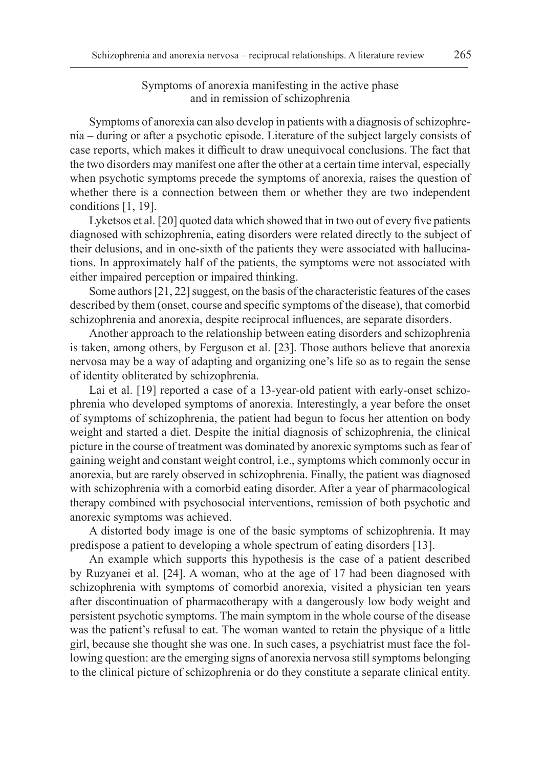## Symptoms of anorexia manifesting in the active phase and in remission of schizophrenia

Symptoms of anorexia can also develop in patients with a diagnosis of schizophrenia – during or after a psychotic episode. Literature of the subject largely consists of case reports, which makes it difficult to draw unequivocal conclusions. The fact that the two disorders may manifest one after the other at a certain time interval, especially when psychotic symptoms precede the symptoms of anorexia, raises the question of whether there is a connection between them or whether they are two independent conditions [1, 19].

Lyketsos et al. [20] quoted data which showed that in two out of every five patients diagnosed with schizophrenia, eating disorders were related directly to the subject of their delusions, and in one-sixth of the patients they were associated with hallucinations. In approximately half of the patients, the symptoms were not associated with either impaired perception or impaired thinking.

Some authors [21, 22] suggest, on the basis of the characteristic features of the cases described by them (onset, course and specific symptoms of the disease), that comorbid schizophrenia and anorexia, despite reciprocal influences, are separate disorders.

Another approach to the relationship between eating disorders and schizophrenia is taken, among others, by Ferguson et al. [23]. Those authors believe that anorexia nervosa may be a way of adapting and organizing one's life so as to regain the sense of identity obliterated by schizophrenia.

Lai et al. [19] reported a case of a 13-year-old patient with early-onset schizophrenia who developed symptoms of anorexia. Interestingly, a year before the onset of symptoms of schizophrenia, the patient had begun to focus her attention on body weight and started a diet. Despite the initial diagnosis of schizophrenia, the clinical picture in the course of treatment was dominated by anorexic symptoms such as fear of gaining weight and constant weight control, i.e., symptoms which commonly occur in anorexia, but are rarely observed in schizophrenia. Finally, the patient was diagnosed with schizophrenia with a comorbid eating disorder. After a year of pharmacological therapy combined with psychosocial interventions, remission of both psychotic and anorexic symptoms was achieved.

A distorted body image is one of the basic symptoms of schizophrenia. It may predispose a patient to developing a whole spectrum of eating disorders [13].

An example which supports this hypothesis is the case of a patient described by Ruzyanei et al. [24]. A woman, who at the age of 17 had been diagnosed with schizophrenia with symptoms of comorbid anorexia, visited a physician ten years after discontinuation of pharmacotherapy with a dangerously low body weight and persistent psychotic symptoms. The main symptom in the whole course of the disease was the patient's refusal to eat. The woman wanted to retain the physique of a little girl, because she thought she was one. In such cases, a psychiatrist must face the following question: are the emerging signs of anorexia nervosa still symptoms belonging to the clinical picture of schizophrenia or do they constitute a separate clinical entity.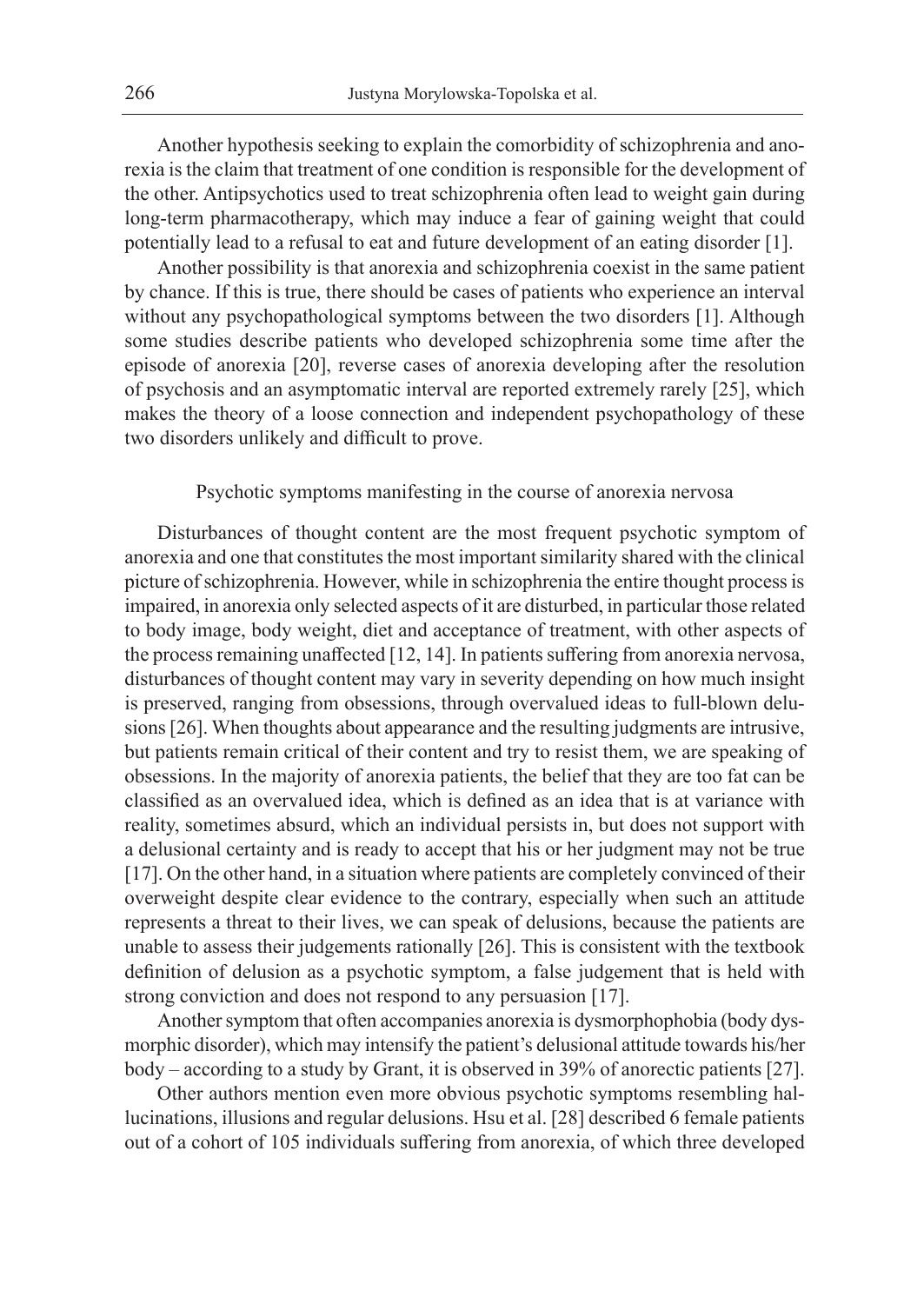Another hypothesis seeking to explain the comorbidity of schizophrenia and anorexia is the claim that treatment of one condition is responsible for the development of the other. Antipsychotics used to treat schizophrenia often lead to weight gain during long-term pharmacotherapy, which may induce a fear of gaining weight that could potentially lead to a refusal to eat and future development of an eating disorder [1].

Another possibility is that anorexia and schizophrenia coexist in the same patient by chance. If this is true, there should be cases of patients who experience an interval without any psychopathological symptoms between the two disorders [1]. Although some studies describe patients who developed schizophrenia some time after the episode of anorexia [20], reverse cases of anorexia developing after the resolution of psychosis and an asymptomatic interval are reported extremely rarely [25], which makes the theory of a loose connection and independent psychopathology of these two disorders unlikely and difficult to prove.

## Psychotic symptoms manifesting in the course of anorexia nervosa

Disturbances of thought content are the most frequent psychotic symptom of anorexia and one that constitutes the most important similarity shared with the clinical picture of schizophrenia. However, while in schizophrenia the entire thought process is impaired, in anorexia only selected aspects of it are disturbed, in particular those related to body image, body weight, diet and acceptance of treatment, with other aspects of the process remaining unaffected [12, 14]. In patients suffering from anorexia nervosa, disturbances of thought content may vary in severity depending on how much insight is preserved, ranging from obsessions, through overvalued ideas to full-blown delusions [26]. When thoughts about appearance and the resulting judgments are intrusive, but patients remain critical of their content and try to resist them, we are speaking of obsessions. In the majority of anorexia patients, the belief that they are too fat can be classified as an overvalued idea, which is defined as an idea that is at variance with reality, sometimes absurd, which an individual persists in, but does not support with a delusional certainty and is ready to accept that his or her judgment may not be true [17]. On the other hand, in a situation where patients are completely convinced of their overweight despite clear evidence to the contrary, especially when such an attitude represents a threat to their lives, we can speak of delusions, because the patients are unable to assess their judgements rationally [26]. This is consistent with the textbook definition of delusion as a psychotic symptom, a false judgement that is held with strong conviction and does not respond to any persuasion [17].

Another symptom that often accompanies anorexia is dysmorphophobia (body dysmorphic disorder), which may intensify the patient's delusional attitude towards his/her body – according to a study by Grant, it is observed in 39% of anorectic patients [27].

Other authors mention even more obvious psychotic symptoms resembling hallucinations, illusions and regular delusions. Hsu et al. [28] described 6 female patients out of a cohort of 105 individuals suffering from anorexia, of which three developed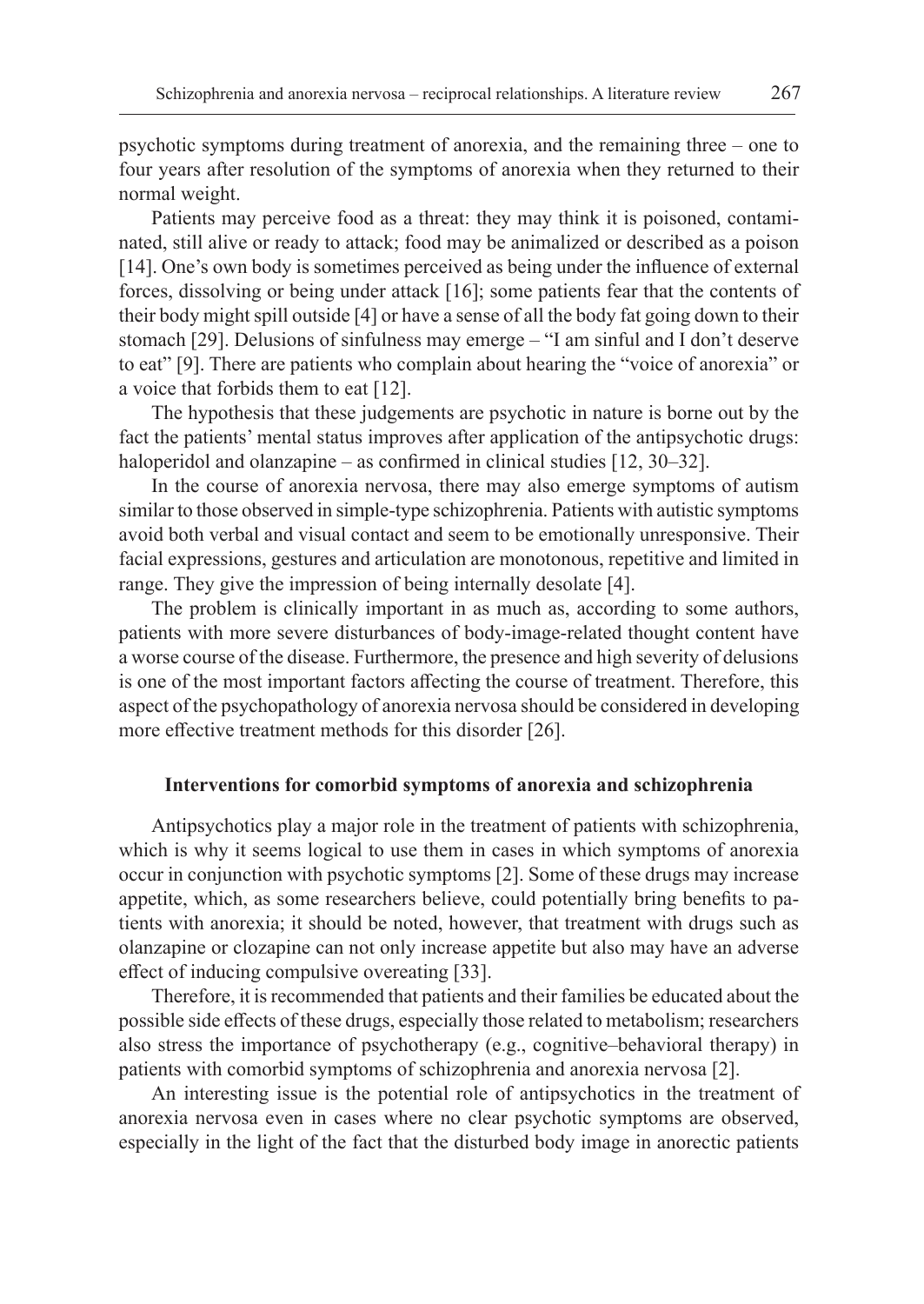psychotic symptoms during treatment of anorexia, and the remaining three – one to four years after resolution of the symptoms of anorexia when they returned to their normal weight.

Patients may perceive food as a threat: they may think it is poisoned, contaminated, still alive or ready to attack; food may be animalized or described as a poison [14]. One's own body is sometimes perceived as being under the influence of external forces, dissolving or being under attack [16]; some patients fear that the contents of their body might spill outside [4] or have a sense of all the body fat going down to their stomach [29]. Delusions of sinfulness may emerge – "I am sinful and I don't deserve to eat" [9]. There are patients who complain about hearing the "voice of anorexia" or a voice that forbids them to eat [12].

The hypothesis that these judgements are psychotic in nature is borne out by the fact the patients' mental status improves after application of the antipsychotic drugs: haloperidol and olanzapine – as confirmed in clinical studies [12, 30–32].

In the course of anorexia nervosa, there may also emerge symptoms of autism similar to those observed in simple-type schizophrenia. Patients with autistic symptoms avoid both verbal and visual contact and seem to be emotionally unresponsive. Their facial expressions, gestures and articulation are monotonous, repetitive and limited in range. They give the impression of being internally desolate [4].

The problem is clinically important in as much as, according to some authors, patients with more severe disturbances of body-image-related thought content have a worse course of the disease. Furthermore, the presence and high severity of delusions is one of the most important factors affecting the course of treatment. Therefore, this aspect of the psychopathology of anorexia nervosa should be considered in developing more effective treatment methods for this disorder [26].

## Interventions for comorbid symptoms of anorexia and schizophrenia

Antipsychotics play a major role in the treatment of patients with schizophrenia, which is why it seems logical to use them in cases in which symptoms of anorexia occur in conjunction with psychotic symptoms [2]. Some of these drugs may increase appetite, which, as some researchers believe, could potentially bring benefits to patients with anorexia; it should be noted, however, that treatment with drugs such as olanzapine or clozapine can not only increase appetite but also may have an adverse effect of inducing compulsive overeating [33].

Therefore, it is recommended that patients and their families be educated about the possible side effects of these drugs, especially those related to metabolism; researchers also stress the importance of psychotherapy (e.g., cognitive–behavioral therapy) in patients with comorbid symptoms of schizophrenia and anorexia nervosa [2].

An interesting issue is the potential role of antipsychotics in the treatment of anorexia nervosa even in cases where no clear psychotic symptoms are observed, especially in the light of the fact that the disturbed body image in anorectic patients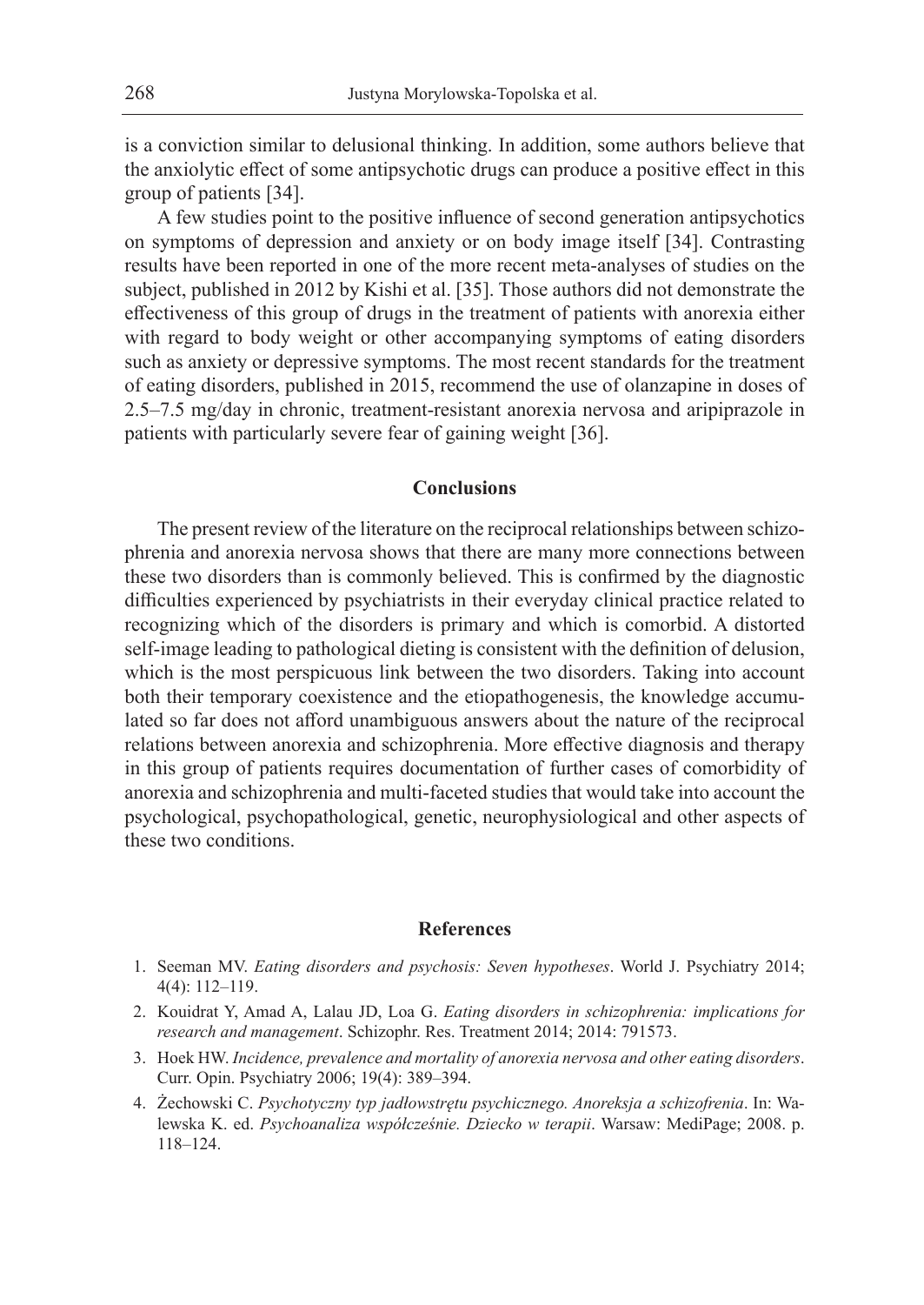is a conviction similar to delusional thinking. In addition, some authors believe that the anxiolytic effect of some antipsychotic drugs can produce a positive effect in this group of patients [34].

A few studies point to the positive influence of second generation antipsychotics on symptoms of depression and anxiety or on body image itself [34]. Contrasting results have been reported in one of the more recent meta-analyses of studies on the subject, published in 2012 by Kishi et al. [35]. Those authors did not demonstrate the effectiveness of this group of drugs in the treatment of patients with anorexia either with regard to body weight or other accompanying symptoms of eating disorders such as anxiety or depressive symptoms. The most recent standards for the treatment of eating disorders, published in 2015, recommend the use of olanzapine in doses of 2.5–7.5 mg/day in chronic, treatment-resistant anorexia nervosa and aripiprazole in patients with particularly severe fear of gaining weight [36].

## Conclusions

The present review of the literature on the reciprocal relationships between schizophrenia and anorexia nervosa shows that there are many more connections between these two disorders than is commonly believed. This is confirmed by the diagnostic difficulties experienced by psychiatrists in their everyday clinical practice related to recognizing which of the disorders is primary and which is comorbid. A distorted self-image leading to pathological dieting is consistent with the definition of delusion, which is the most perspicuous link between the two disorders. Taking into account both their temporary coexistence and the etiopathogenesis, the knowledge accumulated so far does not afford unambiguous answers about the nature of the reciprocal relations between anorexia and schizophrenia. More effective diagnosis and therapy in this group of patients requires documentation of further cases of comorbidity of anorexia and schizophrenia and multi-faceted studies that would take into account the psychological, psychopathological, genetic, neurophysiological and other aspects of these two conditions.

## References

1. Seeman MV. *Eating disorders and psychosis: Seven hypotheses*. World J. Psychiatry 2014; 4(4): 112–119.
2. Kouidrat Y, Amad A, Lalau JD, Loa G. *Eating disorders in schizophrenia: implications for research and management*. Schizophr. Res. Treatment 2014; 2014: 791573.
3. Hoek HW. *Incidence, prevalence and mortality of anorexia nervosa and other eating disorders*. Curr. Opin. Psychiatry 2006; 19(4): 389–394.
4. Żechowski C. *Psychotyczny typ jadłowstrętu psychicznego. Anoreksja a schizofrenia*. In: Walewska K. ed. *Psychoanaliza współcześnie. Dziecko w terapii*. Warsaw: MediPage; 2008. p. 118–124.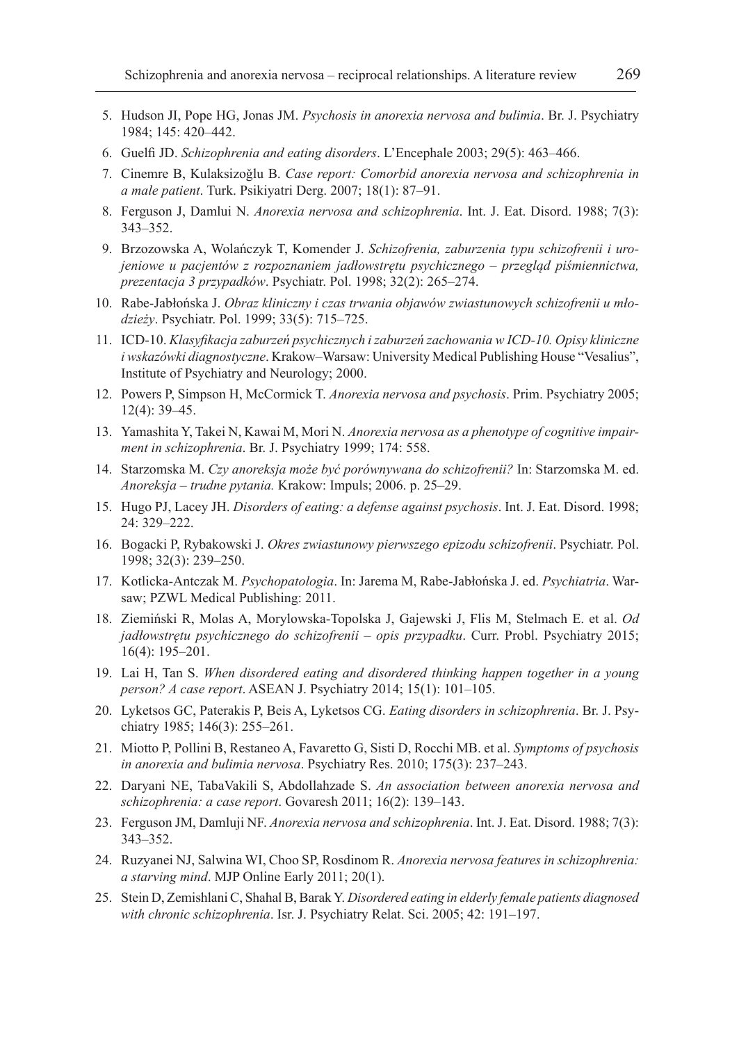5. Hudson JI, Pope HG, Jonas JM. *Psychosis in anorexia nervosa and bulimia*. Br. J. Psychiatry 1984; 145: 420–442.
6. Guelfi JD. *Schizophrenia and eating disorders*. L'Encephale 2003; 29(5): 463–466.
7. Cinemre B, Kulaksizoğlu B. *Case report: Comorbid anorexia nervosa and schizophrenia in a male patient*. Turk. Psikiyatri Derg. 2007; 18(1): 87–91.
8. Ferguson J, Damlui N. *Anorexia nervosa and schizophrenia*. Int. J. Eat. Disord. 1988; 7(3): 343–352.
9. Brzozowska A, Wolańczyk T, Komender J. *Schizofrenia, zaburzenia typu schizofrenii i urojeniowe u pacjentów z rozpoznaniem jadłowstrętu psychicznego – przegląd piśmiennictwa, prezentacja 3 przypadków*. Psychiatr. Pol. 1998; 32(2): 265–274.
10. Rabe-Jabłońska J. *Obraz kliniczny i czas trwania objawów zwiastunowych schizofrenii u młodzieży*. Psychiatr. Pol. 1999; 33(5): 715–725.
11. ICD-10. *Klasyfikacja zaburzeń psychicznych i zaburzeń zachowania w ICD-10. Opisy kliniczne i wskazówki diagnostyczne*. Krakow–Warsaw: University Medical Publishing House "Vesalius", Institute of Psychiatry and Neurology; 2000.
12. Powers P, Simpson H, McCormick T. *Anorexia nervosa and psychosis*. Prim. Psychiatry 2005; 12(4): 39–45.
13. Yamashita Y, Takei N, Kawai M, Mori N. *Anorexia nervosa as a phenotype of cognitive impairment in schizophrenia*. Br. J. Psychiatry 1999; 174: 558.
14. Starzomska M. *Czy anoreksja może być porównywana do schizofrenii?* In: Starzomska M. ed. *Anoreksja – trudne pytania.* Krakow: Impuls; 2006. p. 25–29.
15. Hugo PJ, Lacey JH. *Disorders of eating: a defense against psychosis*. Int. J. Eat. Disord. 1998; 24: 329–222.
16. Bogacki P, Rybakowski J. *Okres zwiastunowy pierwszego epizodu schizofrenii*. Psychiatr. Pol. 1998; 32(3): 239–250.
17. Kotlicka-Antczak M. *Psychopatologia*. In: Jarema M, Rabe-Jabłońska J. ed. *Psychiatria*. Warsaw; PZWL Medical Publishing: 2011.
18. Ziemiński R, Molas A, Morylowska-Topolska J, Gajewski J, Flis M, Stelmach E. et al. *Od jadłowstrętu psychicznego do schizofrenii – opis przypadku*. Curr. Probl. Psychiatry 2015; 16(4): 195–201.
19. Lai H, Tan S. *When disordered eating and disordered thinking happen together in a young person? A case report*. ASEAN J. Psychiatry 2014; 15(1): 101–105.
20. Lyketsos GC, Paterakis P, Beis A, Lyketsos CG. *Eating disorders in schizophrenia*. Br. J. Psychiatry 1985; 146(3): 255–261.
21. Miotto P, Pollini B, Restaneo A, Favaretto G, Sisti D, Rocchi MB. et al. *Symptoms of psychosis in anorexia and bulimia nervosa*. Psychiatry Res. 2010; 175(3): 237–243.
22. Daryani NE, TabaVakili S, Abdollahzade S. *An association between anorexia nervosa and schizophrenia: a case report*. Govaresh 2011; 16(2): 139–143.
23. Ferguson JM, Damluji NF. *Anorexia nervosa and schizophrenia*. Int. J. Eat. Disord. 1988; 7(3): 343–352.
24. Ruzyanei NJ, Salwina WI, Choo SP, Rosdinom R. *Anorexia nervosa features in schizophrenia: a starving mind*. MJP Online Early 2011; 20(1).
25. Stein D, Zemishlani C, Shahal B, Barak Y. *Disordered eating in elderly female patients diagnosed with chronic schizophrenia*. Isr. J. Psychiatry Relat. Sci. 2005; 42: 191–197.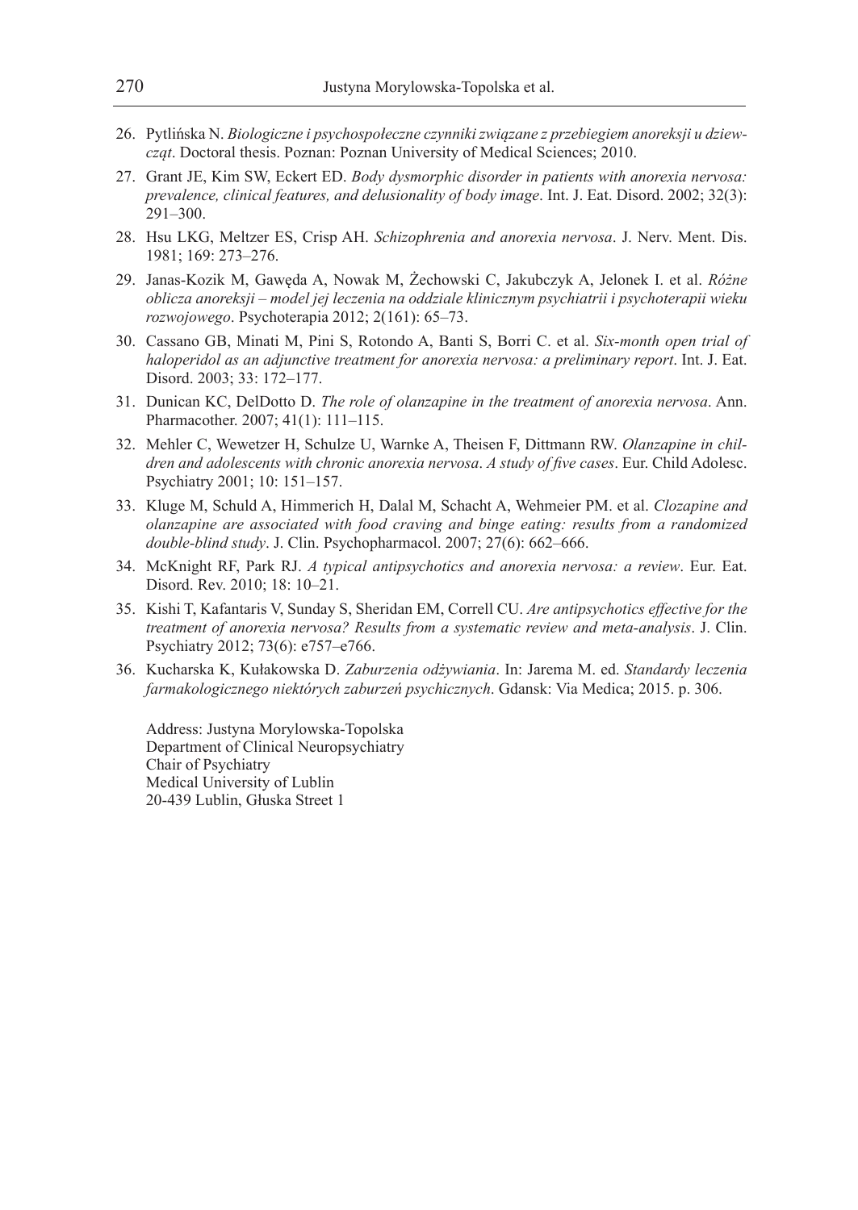26. Pytlińska N. *Biologiczne i psychospołeczne czynniki związane z przebiegiem anoreksji u dziewcząt*. Doctoral thesis. Poznan: Poznan University of Medical Sciences; 2010.
27. Grant JE, Kim SW, Eckert ED. *Body dysmorphic disorder in patients with anorexia nervosa: prevalence, clinical features, and delusionality of body image*. Int. J. Eat. Disord. 2002; 32(3): 291–300.
28. Hsu LKG, Meltzer ES, Crisp AH. *Schizophrenia and anorexia nervosa*. J. Nerv. Ment. Dis. 1981; 169: 273–276.
29. Janas-Kozik M, Gawęda A, Nowak M, Żechowski C, Jakubczyk A, Jelonek I. et al. *Różne oblicza anoreksji – model jej leczenia na oddziale klinicznym psychiatrii i psychoterapii wieku rozwojowego*. Psychoterapia 2012; 2(161): 65–73.
30. Cassano GB, Minati M, Pini S, Rotondo A, Banti S, Borri C. et al. *Six-month open trial of haloperidol as an adjunctive treatment for anorexia nervosa: a preliminary report*. Int. J. Eat. Disord. 2003; 33: 172–177.
31. Dunican KC, DelDotto D. *The role of olanzapine in the treatment of anorexia nervosa*. Ann. Pharmacother. 2007; 41(1): 111–115.
32. Mehler C, Wewetzer H, Schulze U, Warnke A, Theisen F, Dittmann RW. *Olanzapine in children and adolescents with chronic anorexia nervosa. A study of five cases*. Eur. Child Adolesc. Psychiatry 2001; 10: 151–157.
33. Kluge M, Schuld A, Himmerich H, Dalal M, Schacht A, Wehmeier PM. et al. *Clozapine and olanzapine are associated with food craving and binge eating: results from a randomized double-blind study*. J. Clin. Psychopharmacol. 2007; 27(6): 662–666.
34. McKnight RF, Park RJ. *A typical antipsychotics and anorexia nervosa: a review*. Eur. Eat. Disord. Rev. 2010; 18: 10–21.
35. Kishi T, Kafantaris V, Sunday S, Sheridan EM, Correll CU. *Are antipsychotics effective for the treatment of anorexia nervosa? Results from a systematic review and meta-analysis*. J. Clin. Psychiatry 2012; 73(6): e757–e766.
36. Kucharska K, Kułakowska D. *Zaburzenia odżywiania*. In: Jarema M. ed. *Standardy leczenia farmakologicznego niektórych zaburzeń psychicznych*. Gdansk: Via Medica; 2015. p. 306.

Address: Justyna Morylowska-Topolska
Department of Clinical Neuropsychiatry
Chair of Psychiatry
Medical University of Lublin
20-439 Lublin, Głuska Street 1